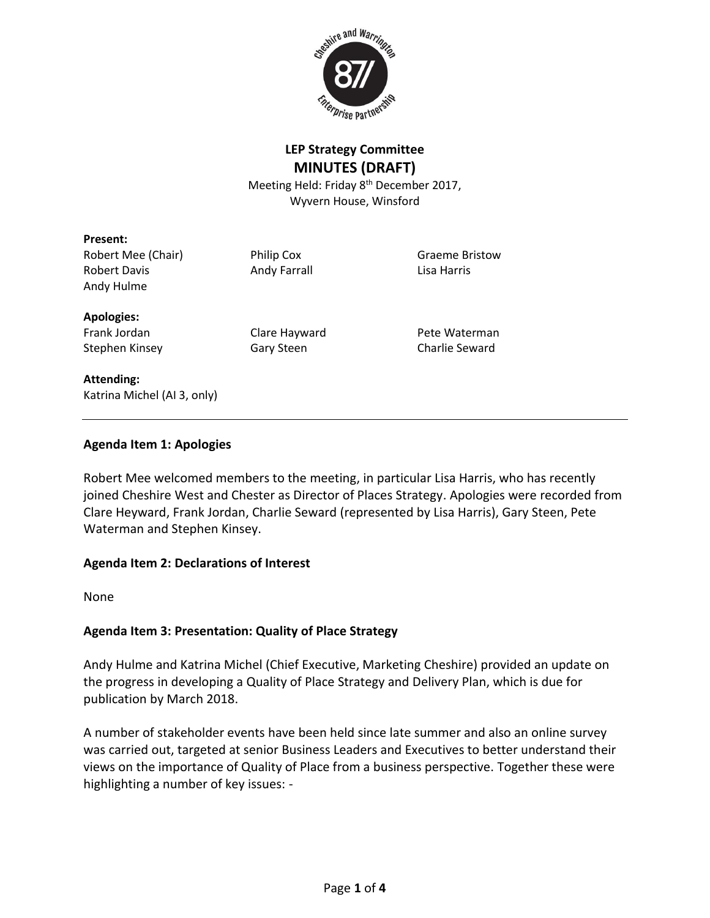# LEP Strategy Committee

## MINUTES (DRAFT)

Meeting Held: Friday 8th December 2017, Wyvern House, Winsford

**Present:**

Robert Mee (Chair)
Robert Davis
Andy Hulme
Philip Cox
Andy Farrall
Graeme Bristow
Lisa Harris

**Apologies:**

Frank Jordan
Stephen Kinsey
Clare Hayward
Gary Steen
Pete Waterman
Charlie Seward

**Attending:**

Katrina Michel (AI 3, only)

---

### Agenda Item 1: Apologies

Robert Mee welcomed members to the meeting, in particular Lisa Harris, who has recently joined Cheshire West and Chester as Director of Places Strategy. Apologies were recorded from Clare Heyward, Frank Jordan, Charlie Seward (represented by Lisa Harris), Gary Steen, Pete Waterman and Stephen Kinsey.

### Agenda Item 2: Declarations of Interest

None

### Agenda Item 3: Presentation: Quality of Place Strategy

Andy Hulme and Katrina Michel (Chief Executive, Marketing Cheshire) provided an update on the progress in developing a Quality of Place Strategy and Delivery Plan, which is due for publication by March 2018.

A number of stakeholder events have been held since late summer and also an online survey was carried out, targeted at senior Business Leaders and Executives to better understand their views on the importance of Quality of Place from a business perspective. Together these were highlighting a number of key issues: -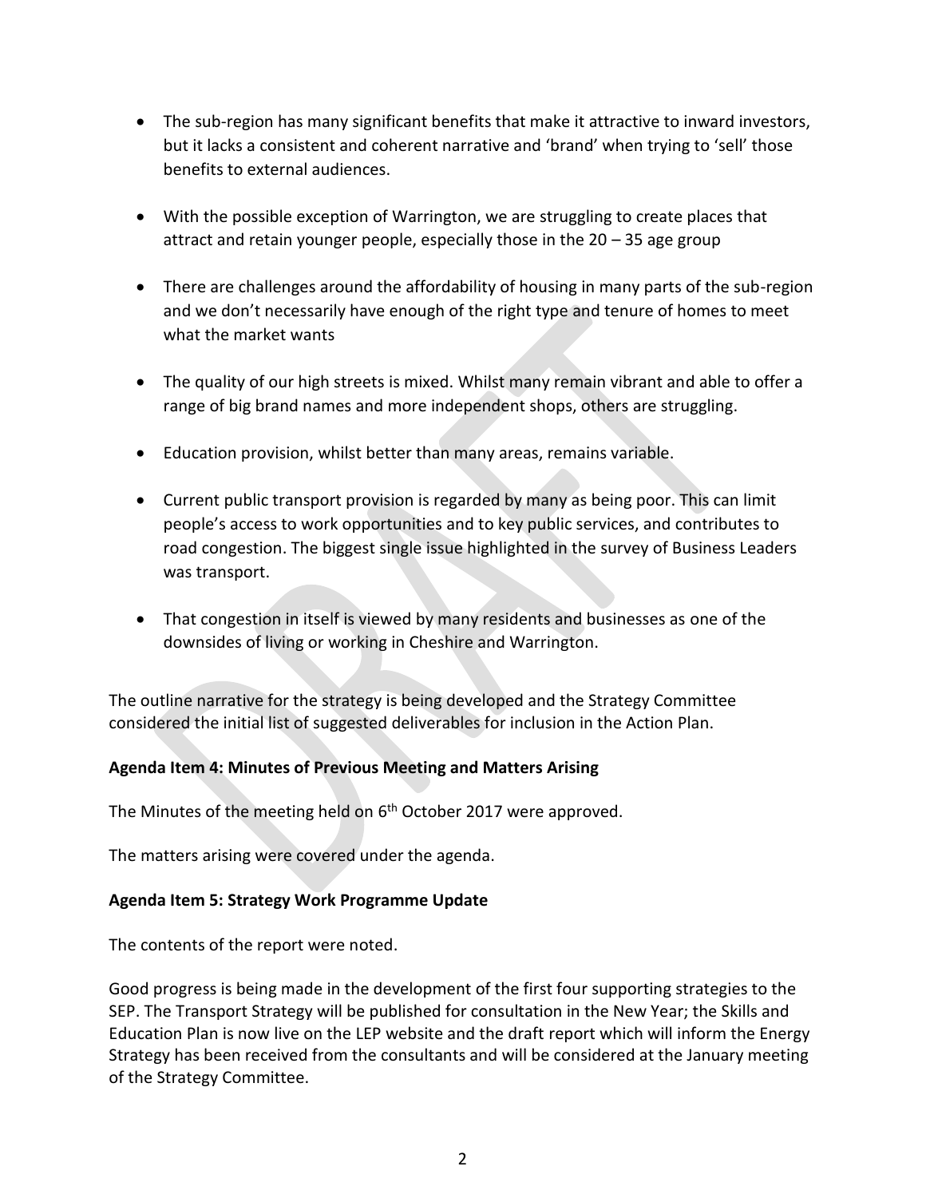- The sub-region has many significant benefits that make it attractive to inward investors, but it lacks a consistent and coherent narrative and 'brand' when trying to 'sell' those benefits to external audiences.

- With the possible exception of Warrington, we are struggling to create places that attract and retain younger people, especially those in the 20 – 35 age group

- There are challenges around the affordability of housing in many parts of the sub-region and we don't necessarily have enough of the right type and tenure of homes to meet what the market wants

- The quality of our high streets is mixed. Whilst many remain vibrant and able to offer a range of big brand names and more independent shops, others are struggling.

- Education provision, whilst better than many areas, remains variable.

- Current public transport provision is regarded by many as being poor. This can limit people's access to work opportunities and to key public services, and contributes to road congestion. The biggest single issue highlighted in the survey of Business Leaders was transport.

- That congestion in itself is viewed by many residents and businesses as one of the downsides of living or working in Cheshire and Warrington.

The outline narrative for the strategy is being developed and the Strategy Committee considered the initial list of suggested deliverables for inclusion in the Action Plan.

**Agenda Item 4: Minutes of Previous Meeting and Matters Arising**

The Minutes of the meeting held on 6th October 2017 were approved.

The matters arising were covered under the agenda.

**Agenda Item 5: Strategy Work Programme Update**

The contents of the report were noted.

Good progress is being made in the development of the first four supporting strategies to the SEP. The Transport Strategy will be published for consultation in the New Year; the Skills and Education Plan is now live on the LEP website and the draft report which will inform the Energy Strategy has been received from the consultants and will be considered at the January meeting of the Strategy Committee.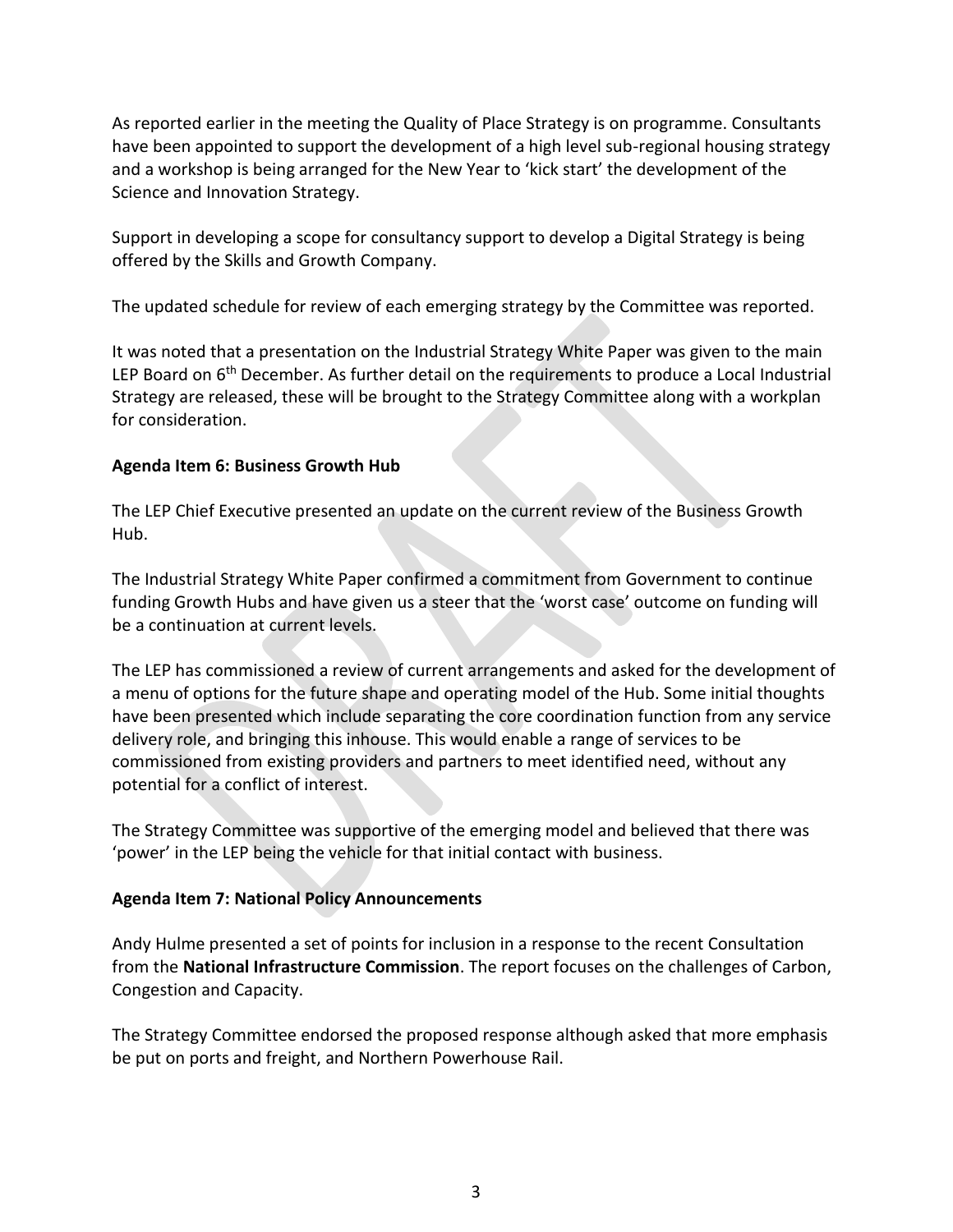As reported earlier in the meeting the Quality of Place Strategy is on programme. Consultants have been appointed to support the development of a high level sub-regional housing strategy and a workshop is being arranged for the New Year to 'kick start' the development of the Science and Innovation Strategy.

Support in developing a scope for consultancy support to develop a Digital Strategy is being offered by the Skills and Growth Company.

The updated schedule for review of each emerging strategy by the Committee was reported.

It was noted that a presentation on the Industrial Strategy White Paper was given to the main LEP Board on 6th December. As further detail on the requirements to produce a Local Industrial Strategy are released, these will be brought to the Strategy Committee along with a workplan for consideration.

**Agenda Item 6: Business Growth Hub**

The LEP Chief Executive presented an update on the current review of the Business Growth Hub.

The Industrial Strategy White Paper confirmed a commitment from Government to continue funding Growth Hubs and have given us a steer that the 'worst case' outcome on funding will be a continuation at current levels.

The LEP has commissioned a review of current arrangements and asked for the development of a menu of options for the future shape and operating model of the Hub. Some initial thoughts have been presented which include separating the core coordination function from any service delivery role, and bringing this inhouse. This would enable a range of services to be commissioned from existing providers and partners to meet identified need, without any potential for a conflict of interest.

The Strategy Committee was supportive of the emerging model and believed that there was 'power' in the LEP being the vehicle for that initial contact with business.

**Agenda Item 7: National Policy Announcements**

Andy Hulme presented a set of points for inclusion in a response to the recent Consultation from the **National Infrastructure Commission**. The report focuses on the challenges of Carbon, Congestion and Capacity.

The Strategy Committee endorsed the proposed response although asked that more emphasis be put on ports and freight, and Northern Powerhouse Rail.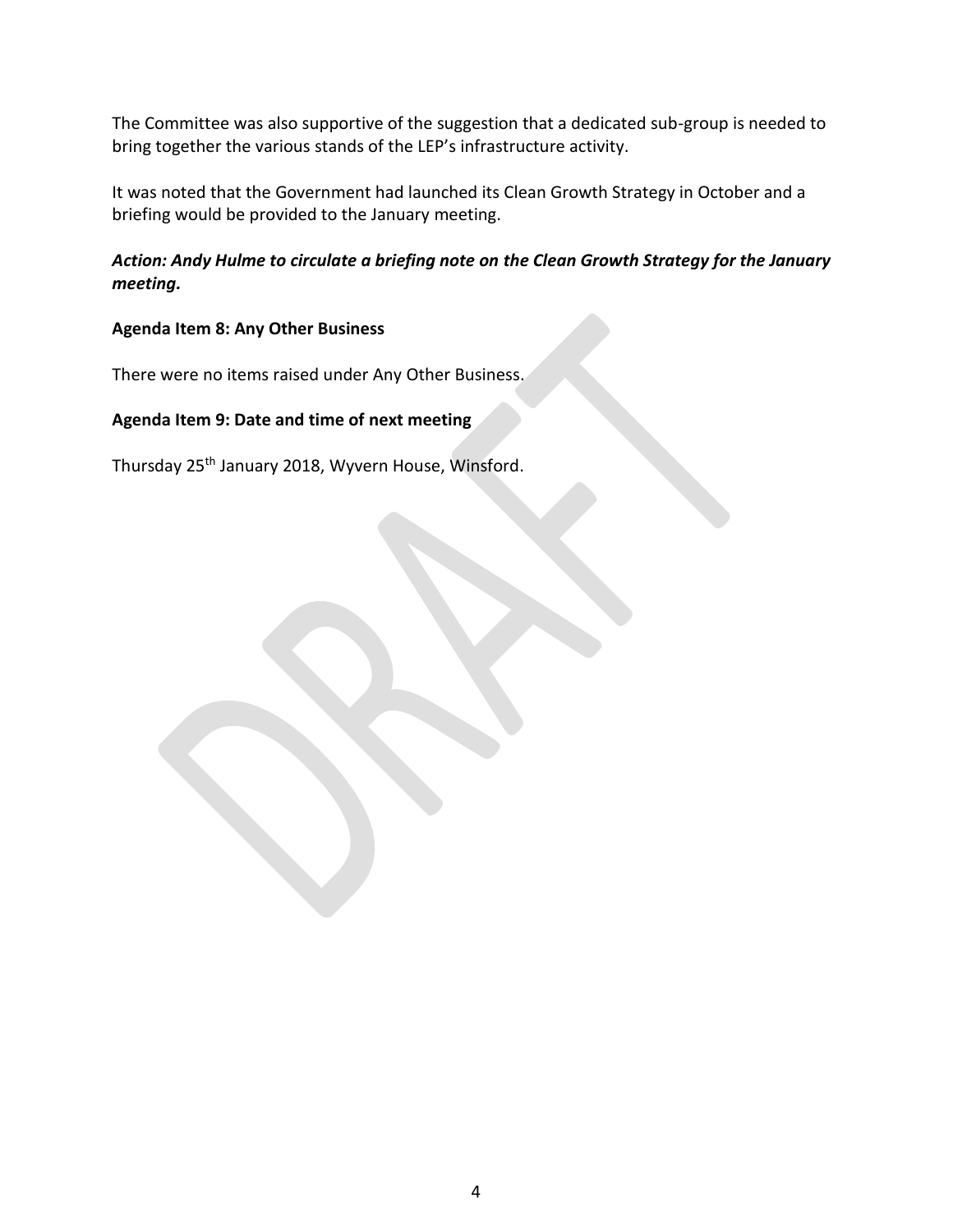The Committee was also supportive of the suggestion that a dedicated sub-group is needed to bring together the various stands of the LEP's infrastructure activity.

It was noted that the Government had launched its Clean Growth Strategy in October and a briefing would be provided to the January meeting.

***Action: Andy Hulme to circulate a briefing note on the Clean Growth Strategy for the January meeting.***

**Agenda Item 8: Any Other Business**

There were no items raised under Any Other Business.

**Agenda Item 9: Date and time of next meeting**

Thursday 25th January 2018, Wyvern House, Winsford.